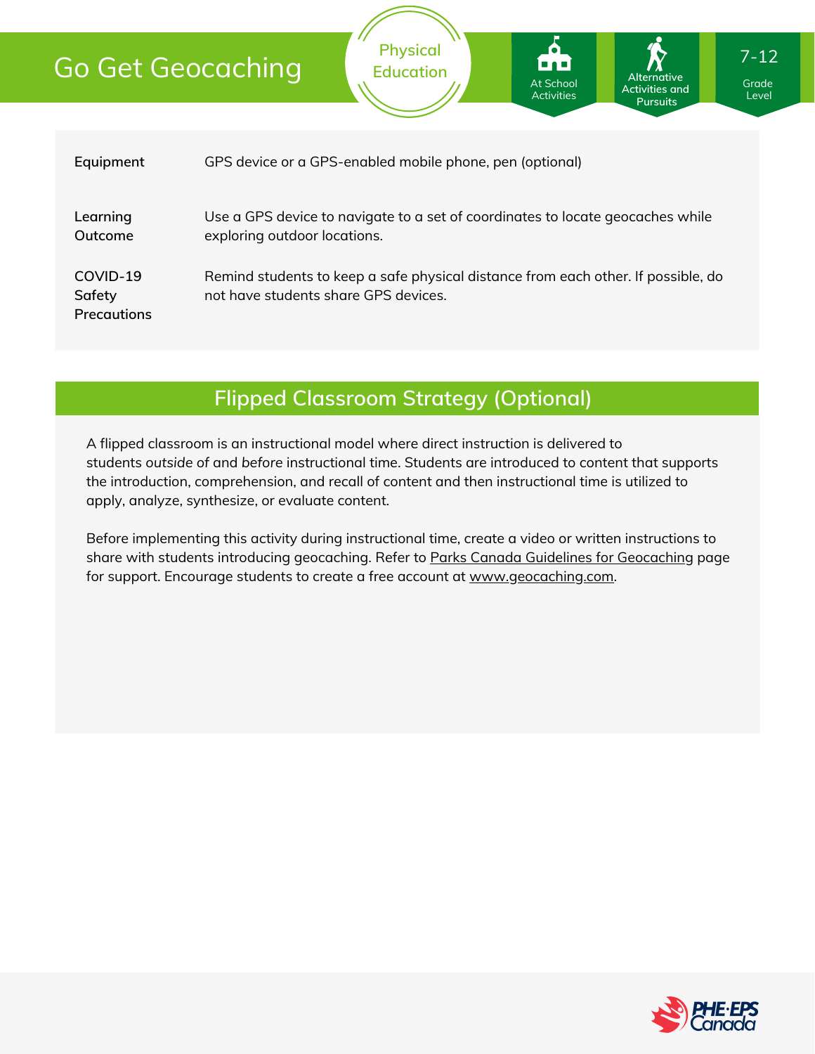# Go Get Geocaching

Physical Education

At School Activities | Alternative Activities and Pursuits | 7-12 Grade Level

| | |
|---|---|
| **Equipment** | GPS device or a GPS-enabled mobile phone, pen (optional) |
| **Learning Outcome** | Use a GPS device to navigate to a set of coordinates to locate geocaches while exploring outdoor locations. |
| **COVID-19 Safety Precautions** | Remind students to keep a safe physical distance from each other. If possible, do not have students share GPS devices. |

## Flipped Classroom Strategy (Optional)

A flipped classroom is an instructional model where direct instruction is delivered to students *outside* of and *before* instructional time. Students are introduced to content that supports the introduction, comprehension, and recall of content and then instructional time is utilized to apply, analyze, synthesize, or evaluate content.

Before implementing this activity during instructional time, create a video or written instructions to share with students introducing geocaching. Refer to Parks Canada Guidelines for Geocaching page for support. Encourage students to create a free account at www.geocaching.com.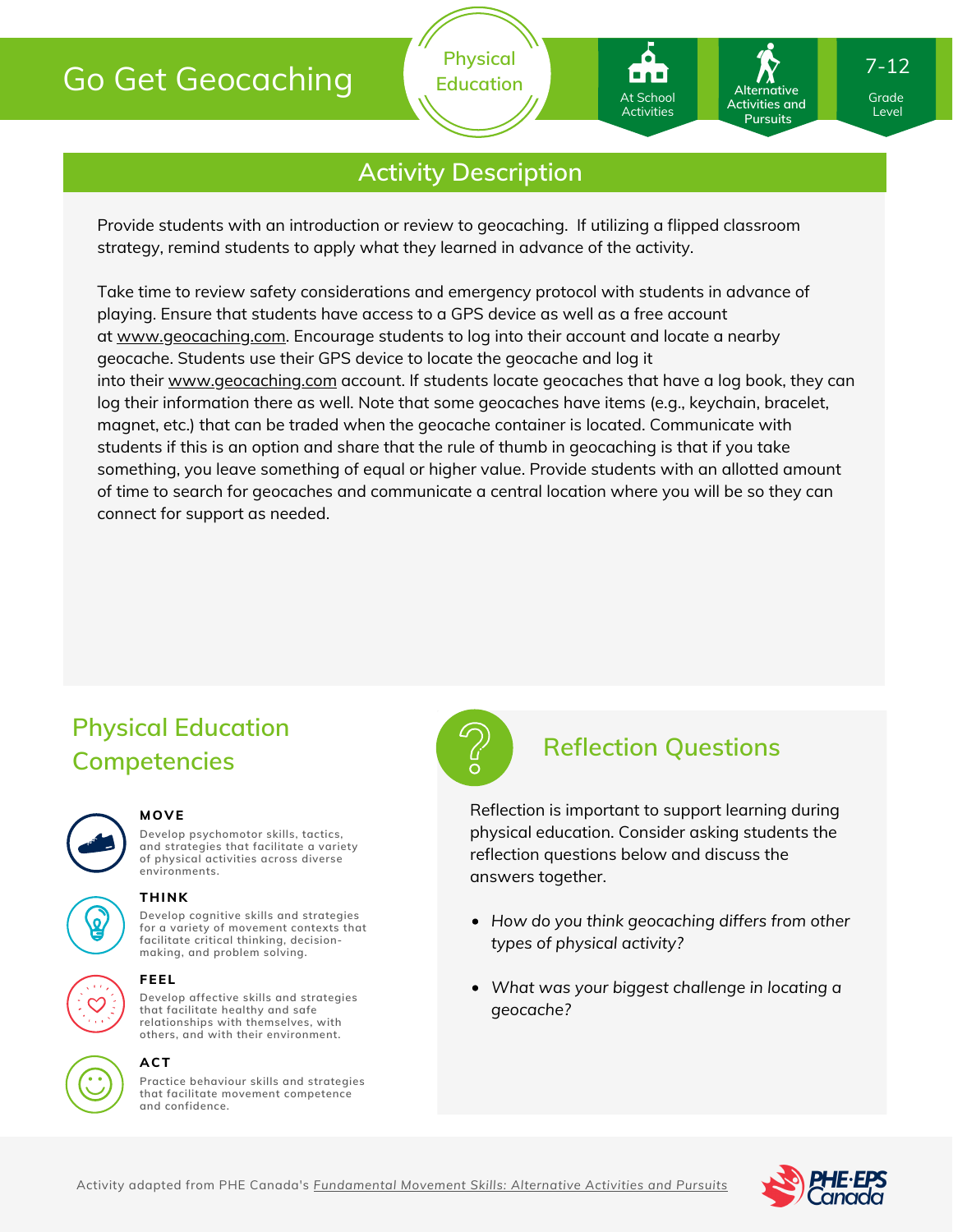# Go Get Geocaching

Physical Education

At School Activities

Alternative Activities and Pursuits

7-12 Grade Level

## Activity Description

Provide students with an introduction or review to geocaching. If utilizing a flipped classroom strategy, remind students to apply what they learned in advance of the activity.

Take time to review safety considerations and emergency protocol with students in advance of playing. Ensure that students have access to a GPS device as well as a free account at www.geocaching.com. Encourage students to log into their account and locate a nearby geocache. Students use their GPS device to locate the geocache and log it into their www.geocaching.com account. If students locate geocaches that have a log book, they can log their information there as well. Note that some geocaches have items (e.g., keychain, bracelet, magnet, etc.) that can be traded when the geocache container is located. Communicate with students if this is an option and share that the rule of thumb in geocaching is that if you take something, you leave something of equal or higher value. Provide students with an allotted amount of time to search for geocaches and communicate a central location where you will be so they can connect for support as needed.

## Physical Education Competencies

**MOVE**

Develop psychomotor skills, tactics, and strategies that facilitate a variety of physical activities across diverse environments.

**THINK**

Develop cognitive skills and strategies for a variety of movement contexts that facilitate critical thinking, decision-making, and problem solving.

**FEEL**

Develop affective skills and strategies that facilitate healthy and safe relationships with themselves, with others, and with their environment.

**ACT**

Practice behaviour skills and strategies that facilitate movement competence and confidence.

## Reflection Questions

Reflection is important to support learning during physical education. Consider asking students the reflection questions below and discuss the answers together.

- *How do you think geocaching differs from other types of physical activity?*
- *What was your biggest challenge in locating a geocache?*

Activity adapted from PHE Canada's *Fundamental Movement Skills: Alternative Activities and Pursuits*

PHE·EPS Canada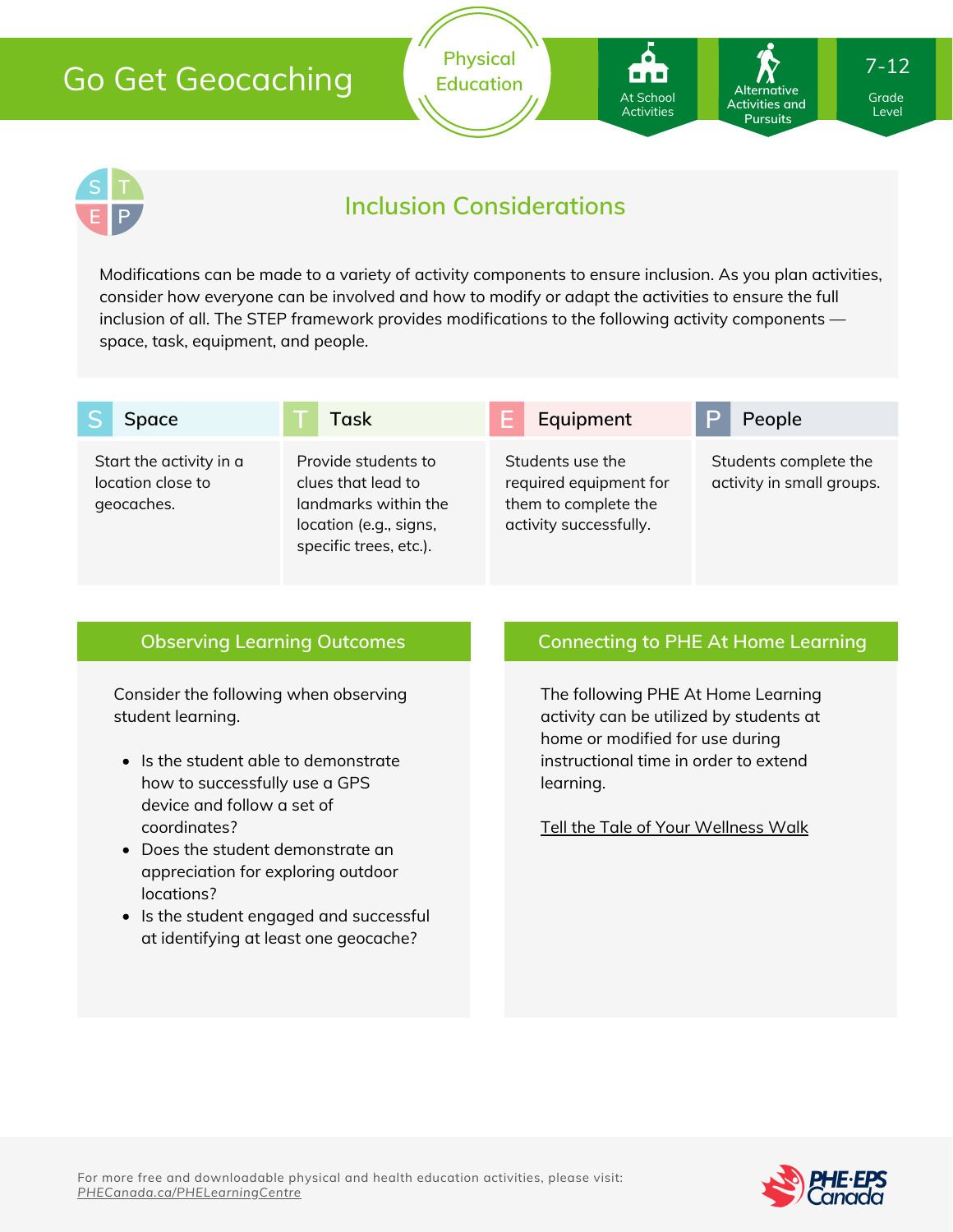# Go Get Geocaching

Physical Education

At School Activities

Alternative Activities and Pursuits

7-12 Grade Level

## Inclusion Considerations

Modifications can be made to a variety of activity components to ensure inclusion. As you plan activities, consider how everyone can be involved and how to modify or adapt the activities to ensure the full inclusion of all. The STEP framework provides modifications to the following activity components — space, task, equipment, and people.

| S Space | T Task | E Equipment | P People |
|---|---|---|---|
| Start the activity in a location close to geocaches. | Provide students to clues that lead to landmarks within the location (e.g., signs, specific trees, etc.). | Students use the required equipment for them to complete the activity successfully. | Students complete the activity in small groups. |

## Observing Learning Outcomes

Consider the following when observing student learning.

- Is the student able to demonstrate how to successfully use a GPS device and follow a set of coordinates?
- Does the student demonstrate an appreciation for exploring outdoor locations?
- Is the student engaged and successful at identifying at least one geocache?

## Connecting to PHE At Home Learning

The following PHE At Home Learning activity can be utilized by students at home or modified for use during instructional time in order to extend learning.

Tell the Tale of Your Wellness Walk

For more free and downloadable physical and health education activities, please visit: PHECanada.ca/PHELearningCentre